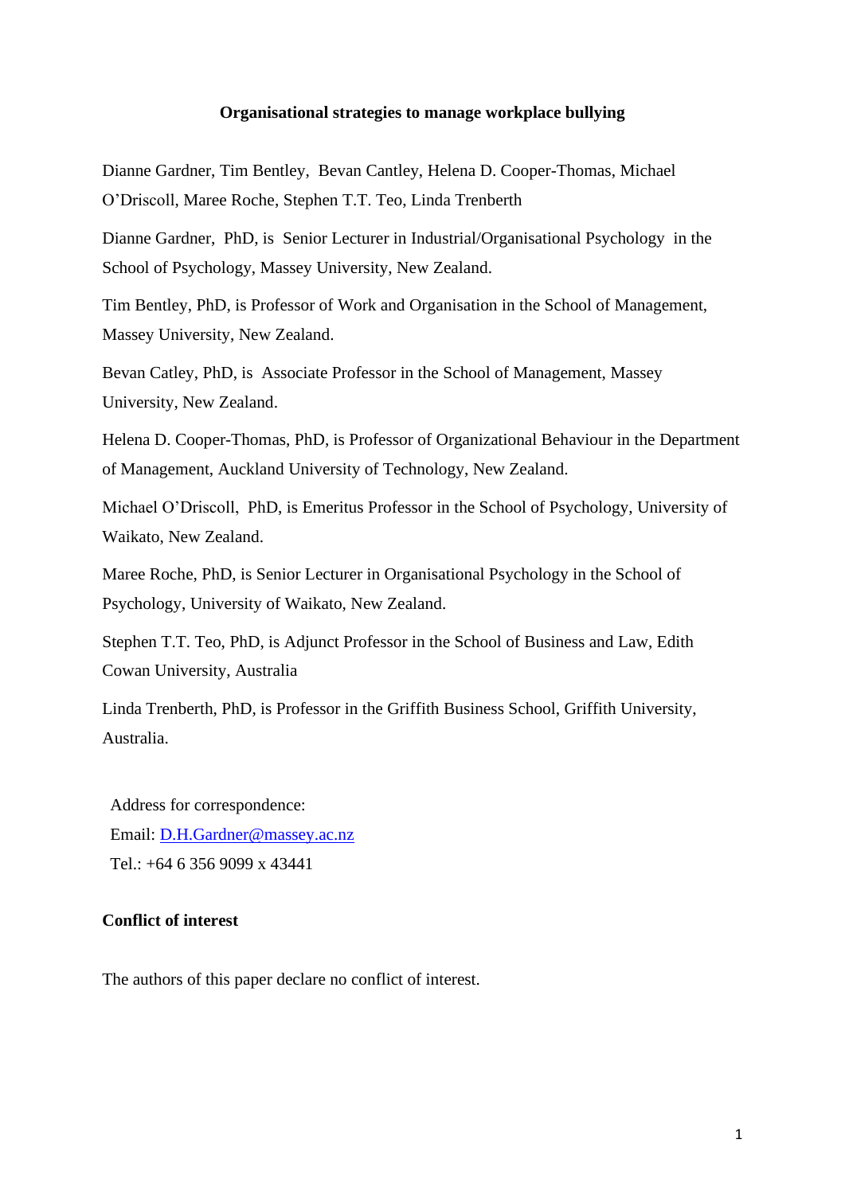**Organisational strategies to manage workplace bullying**

Dianne Gardner, Tim Bentley, Bevan Cantley, Helena D. Cooper-Thomas, Michael O'Driscoll, Maree Roche, Stephen T.T. Teo, Linda Trenberth

Dianne Gardner, PhD, is Senior Lecturer in Industrial/Organisational Psychology in the School of Psychology, Massey University, New Zealand.

Tim Bentley, PhD, is Professor of Work and Organisation in the School of Management, Massey University, New Zealand.

Bevan Catley, PhD, is Associate Professor in the School of Management, Massey University, New Zealand.

Helena D. Cooper-Thomas, PhD, is Professor of Organizational Behaviour in the Department of Management, Auckland University of Technology, New Zealand.

Michael O'Driscoll, PhD, is Emeritus Professor in the School of Psychology, University of Waikato, New Zealand.

Maree Roche, PhD, is Senior Lecturer in Organisational Psychology in the School of Psychology, University of Waikato, New Zealand.

Stephen T.T. Teo, PhD, is Adjunct Professor in the School of Business and Law, Edith Cowan University, Australia

Linda Trenberth, PhD, is Professor in the Griffith Business School, Griffith University, Australia.

Address for correspondence:
Email: D.H.Gardner@massey.ac.nz
Tel.: +64 6 356 9099 x 43441

**Conflict of interest**

The authors of this paper declare no conflict of interest.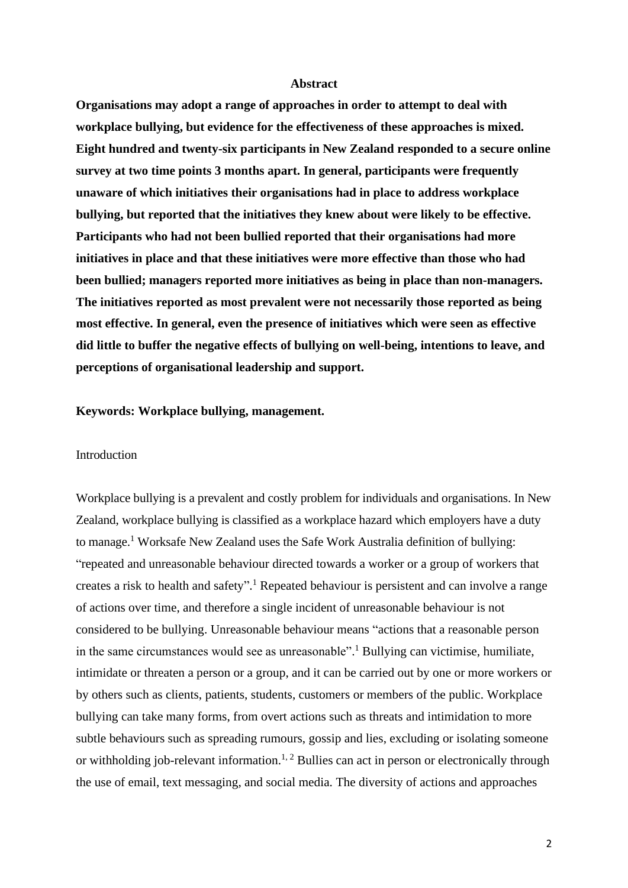## Abstract

**Organisations may adopt a range of approaches in order to attempt to deal with workplace bullying, but evidence for the effectiveness of these approaches is mixed. Eight hundred and twenty-six participants in New Zealand responded to a secure online survey at two time points 3 months apart. In general, participants were frequently unaware of which initiatives their organisations had in place to address workplace bullying, but reported that the initiatives they knew about were likely to be effective. Participants who had not been bullied reported that their organisations had more initiatives in place and that these initiatives were more effective than those who had been bullied; managers reported more initiatives as being in place than non-managers. The initiatives reported as most prevalent were not necessarily those reported as being most effective. In general, even the presence of initiatives which were seen as effective did little to buffer the negative effects of bullying on well-being, intentions to leave, and perceptions of organisational leadership and support.**

**Keywords: Workplace bullying, management.**

## Introduction

Workplace bullying is a prevalent and costly problem for individuals and organisations. In New Zealand, workplace bullying is classified as a workplace hazard which employers have a duty to manage.[1] Worksafe New Zealand uses the Safe Work Australia definition of bullying: "repeated and unreasonable behaviour directed towards a worker or a group of workers that creates a risk to health and safety".[1] Repeated behaviour is persistent and can involve a range of actions over time, and therefore a single incident of unreasonable behaviour is not considered to be bullying. Unreasonable behaviour means "actions that a reasonable person in the same circumstances would see as unreasonable".[1] Bullying can victimise, humiliate, intimidate or threaten a person or a group, and it can be carried out by one or more workers or by others such as clients, patients, students, customers or members of the public. Workplace bullying can take many forms, from overt actions such as threats and intimidation to more subtle behaviours such as spreading rumours, gossip and lies, excluding or isolating someone or withholding job-relevant information.[1, 2] Bullies can act in person or electronically through the use of email, text messaging, and social media. The diversity of actions and approaches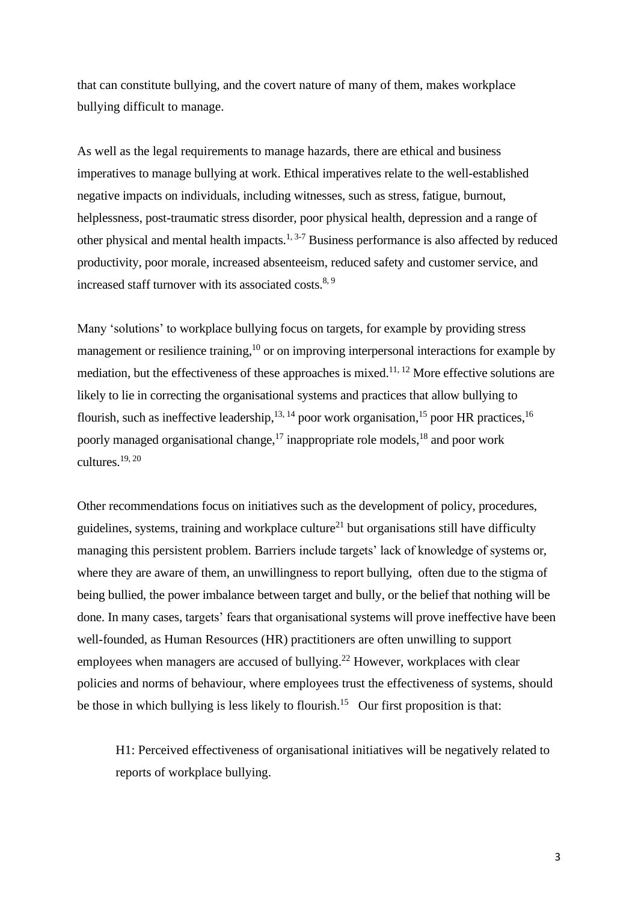that can constitute bullying, and the covert nature of many of them, makes workplace bullying difficult to manage.

As well as the legal requirements to manage hazards, there are ethical and business imperatives to manage bullying at work. Ethical imperatives relate to the well-established negative impacts on individuals, including witnesses, such as stress, fatigue, burnout, helplessness, post-traumatic stress disorder, poor physical health, depression and a range of other physical and mental health impacts.[1, 3-7] Business performance is also affected by reduced productivity, poor morale, increased absenteeism, reduced safety and customer service, and increased staff turnover with its associated costs.[8, 9]

Many 'solutions' to workplace bullying focus on targets, for example by providing stress management or resilience training,[10] or on improving interpersonal interactions for example by mediation, but the effectiveness of these approaches is mixed.[11, 12] More effective solutions are likely to lie in correcting the organisational systems and practices that allow bullying to flourish, such as ineffective leadership,[13, 14] poor work organisation,[15] poor HR practices,[16] poorly managed organisational change,[17] inappropriate role models,[18] and poor work cultures.[19, 20]

Other recommendations focus on initiatives such as the development of policy, procedures, guidelines, systems, training and workplace culture[21] but organisations still have difficulty managing this persistent problem. Barriers include targets' lack of knowledge of systems or, where they are aware of them, an unwillingness to report bullying, often due to the stigma of being bullied, the power imbalance between target and bully, or the belief that nothing will be done. In many cases, targets' fears that organisational systems will prove ineffective have been well-founded, as Human Resources (HR) practitioners are often unwilling to support employees when managers are accused of bullying.[22] However, workplaces with clear policies and norms of behaviour, where employees trust the effectiveness of systems, should be those in which bullying is less likely to flourish.[15] Our first proposition is that:

> H1: Perceived effectiveness of organisational initiatives will be negatively related to reports of workplace bullying.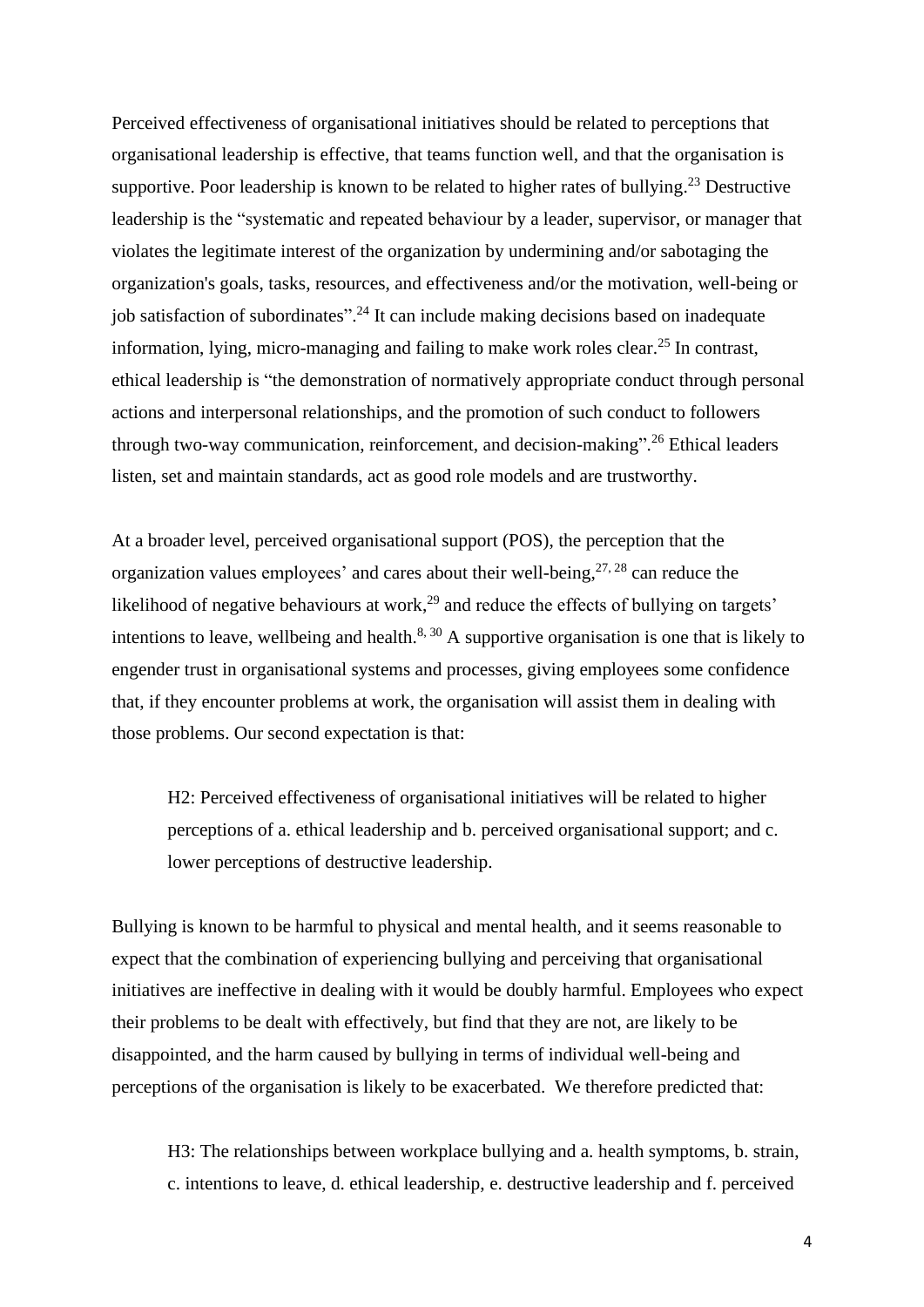Perceived effectiveness of organisational initiatives should be related to perceptions that organisational leadership is effective, that teams function well, and that the organisation is supportive. Poor leadership is known to be related to higher rates of bullying.[23] Destructive leadership is the "systematic and repeated behaviour by a leader, supervisor, or manager that violates the legitimate interest of the organization by undermining and/or sabotaging the organization's goals, tasks, resources, and effectiveness and/or the motivation, well-being or job satisfaction of subordinates".[24] It can include making decisions based on inadequate information, lying, micro-managing and failing to make work roles clear.[25] In contrast, ethical leadership is "the demonstration of normatively appropriate conduct through personal actions and interpersonal relationships, and the promotion of such conduct to followers through two-way communication, reinforcement, and decision-making".[26] Ethical leaders listen, set and maintain standards, act as good role models and are trustworthy.

At a broader level, perceived organisational support (POS), the perception that the organization values employees' and cares about their well-being,[27, 28] can reduce the likelihood of negative behaviours at work,[29] and reduce the effects of bullying on targets' intentions to leave, wellbeing and health.[8, 30] A supportive organisation is one that is likely to engender trust in organisational systems and processes, giving employees some confidence that, if they encounter problems at work, the organisation will assist them in dealing with those problems. Our second expectation is that:

> H2: Perceived effectiveness of organisational initiatives will be related to higher perceptions of a. ethical leadership and b. perceived organisational support; and c. lower perceptions of destructive leadership.

Bullying is known to be harmful to physical and mental health, and it seems reasonable to expect that the combination of experiencing bullying and perceiving that organisational initiatives are ineffective in dealing with it would be doubly harmful. Employees who expect their problems to be dealt with effectively, but find that they are not, are likely to be disappointed, and the harm caused by bullying in terms of individual well-being and perceptions of the organisation is likely to be exacerbated. We therefore predicted that:

> H3: The relationships between workplace bullying and a. health symptoms, b. strain, c. intentions to leave, d. ethical leadership, e. destructive leadership and f. perceived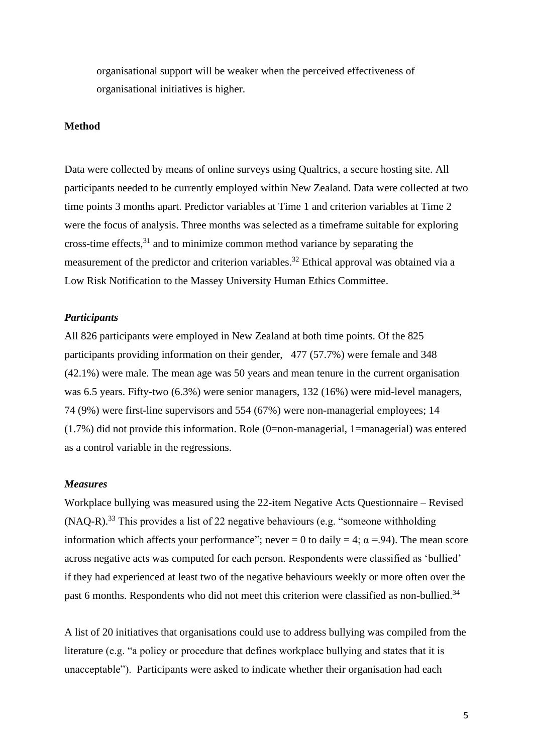organisational support will be weaker when the perceived effectiveness of organisational initiatives is higher.

## Method

Data were collected by means of online surveys using Qualtrics, a secure hosting site. All participants needed to be currently employed within New Zealand. Data were collected at two time points 3 months apart. Predictor variables at Time 1 and criterion variables at Time 2 were the focus of analysis. Three months was selected as a timeframe suitable for exploring cross-time effects,[31] and to minimize common method variance by separating the measurement of the predictor and criterion variables.[32] Ethical approval was obtained via a Low Risk Notification to the Massey University Human Ethics Committee.

### *Participants*

All 826 participants were employed in New Zealand at both time points. Of the 825 participants providing information on their gender, 477 (57.7%) were female and 348 (42.1%) were male. The mean age was 50 years and mean tenure in the current organisation was 6.5 years. Fifty-two (6.3%) were senior managers, 132 (16%) were mid-level managers, 74 (9%) were first-line supervisors and 554 (67%) were non-managerial employees; 14 (1.7%) did not provide this information. Role (0=non-managerial, 1=managerial) was entered as a control variable in the regressions.

### *Measures*

Workplace bullying was measured using the 22-item Negative Acts Questionnaire – Revised (NAQ-R).[33] This provides a list of 22 negative behaviours (e.g. "someone withholding information which affects your performance"; never = 0 to daily = 4; $\alpha$ =.94). The mean score across negative acts was computed for each person. Respondents were classified as 'bullied' if they had experienced at least two of the negative behaviours weekly or more often over the past 6 months. Respondents who did not meet this criterion were classified as non-bullied.[34]

A list of 20 initiatives that organisations could use to address bullying was compiled from the literature (e.g. "a policy or procedure that defines workplace bullying and states that it is unacceptable"). Participants were asked to indicate whether their organisation had each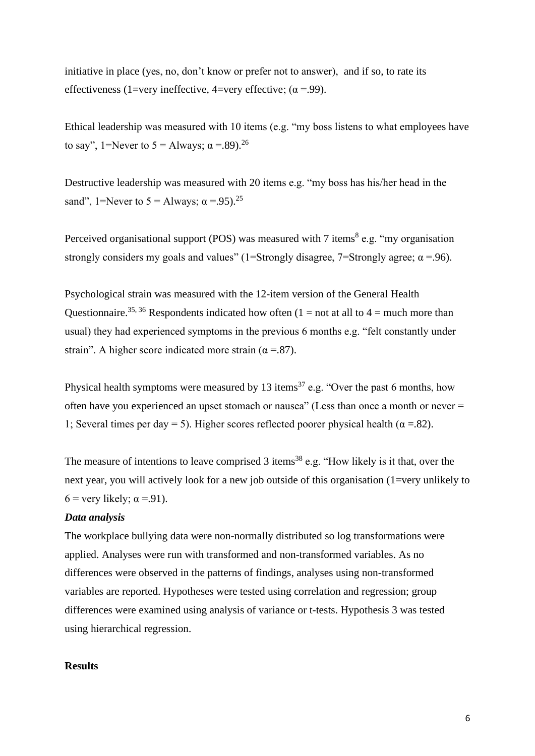initiative in place (yes, no, don't know or prefer not to answer), and if so, to rate its effectiveness (1=very ineffective, 4=very effective; ($\alpha$ =.99).

Ethical leadership was measured with 10 items (e.g. "my boss listens to what employees have to say", 1=Never to 5 = Always; $\alpha$ =.89).[26]

Destructive leadership was measured with 20 items e.g. "my boss has his/her head in the sand", 1=Never to 5 = Always; $\alpha$ =.95).[25]

Perceived organisational support (POS) was measured with 7 items[8] e.g. "my organisation strongly considers my goals and values" (1=Strongly disagree, 7=Strongly agree; $\alpha$ =.96).

Psychological strain was measured with the 12-item version of the General Health Questionnaire.[35, 36] Respondents indicated how often (1 = not at all to 4 = much more than usual) they had experienced symptoms in the previous 6 months e.g. "felt constantly under strain". A higher score indicated more strain ($\alpha$ =.87).

Physical health symptoms were measured by 13 items[37] e.g. "Over the past 6 months, how often have you experienced an upset stomach or nausea" (Less than once a month or never = 1; Several times per day = 5). Higher scores reflected poorer physical health ($\alpha$ =.82).

The measure of intentions to leave comprised 3 items[38] e.g. "How likely is it that, over the next year, you will actively look for a new job outside of this organisation (1=very unlikely to 6 = very likely; $\alpha$ =.91).

***Data analysis***

The workplace bullying data were non-normally distributed so log transformations were applied. Analyses were run with transformed and non-transformed variables. As no differences were observed in the patterns of findings, analyses using non-transformed variables are reported. Hypotheses were tested using correlation and regression; group differences were examined using analysis of variance or t-tests. Hypothesis 3 was tested using hierarchical regression.

**Results**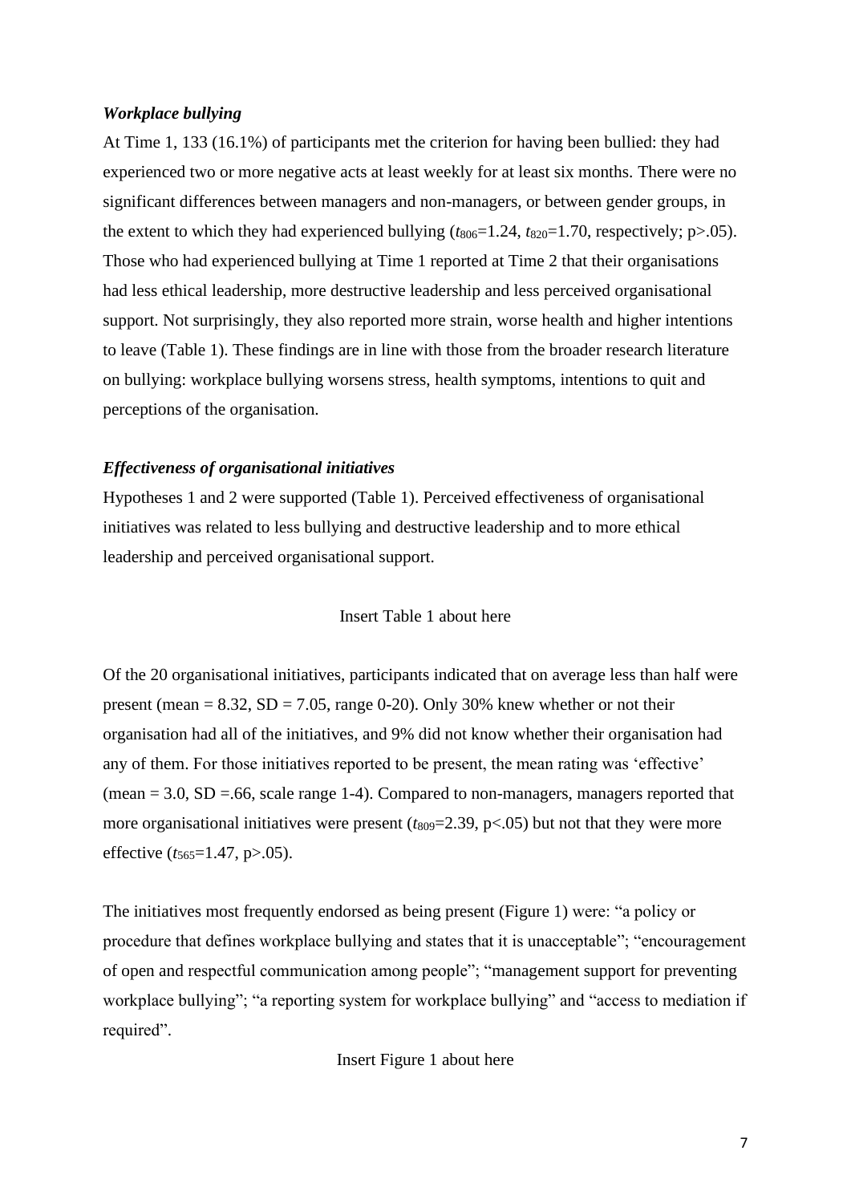### *Workplace bullying*

At Time 1, 133 (16.1%) of participants met the criterion for having been bullied: they had experienced two or more negative acts at least weekly for at least six months. There were no significant differences between managers and non-managers, or between gender groups, in the extent to which they had experienced bullying ($t_{806}$=1.24, $t_{820}$=1.70, respectively; $p>.05$). Those who had experienced bullying at Time 1 reported at Time 2 that their organisations had less ethical leadership, more destructive leadership and less perceived organisational support. Not surprisingly, they also reported more strain, worse health and higher intentions to leave (Table 1). These findings are in line with those from the broader research literature on bullying: workplace bullying worsens stress, health symptoms, intentions to quit and perceptions of the organisation.

### *Effectiveness of organisational initiatives*

Hypotheses 1 and 2 were supported (Table 1). Perceived effectiveness of organisational initiatives was related to less bullying and destructive leadership and to more ethical leadership and perceived organisational support.

Insert Table 1 about here

Of the 20 organisational initiatives, participants indicated that on average less than half were present (mean = 8.32, SD = 7.05, range 0-20). Only 30% knew whether or not their organisation had all of the initiatives, and 9% did not know whether their organisation had any of them. For those initiatives reported to be present, the mean rating was 'effective' (mean = 3.0, SD =.66, scale range 1-4). Compared to non-managers, managers reported that more organisational initiatives were present ($t_{809}$=2.39, $p<.05$) but not that they were more effective ($t_{565}$=1.47, $p>.05$).

The initiatives most frequently endorsed as being present (Figure 1) were: "a policy or procedure that defines workplace bullying and states that it is unacceptable"; "encouragement of open and respectful communication among people"; "management support for preventing workplace bullying"; "a reporting system for workplace bullying" and "access to mediation if required".

Insert Figure 1 about here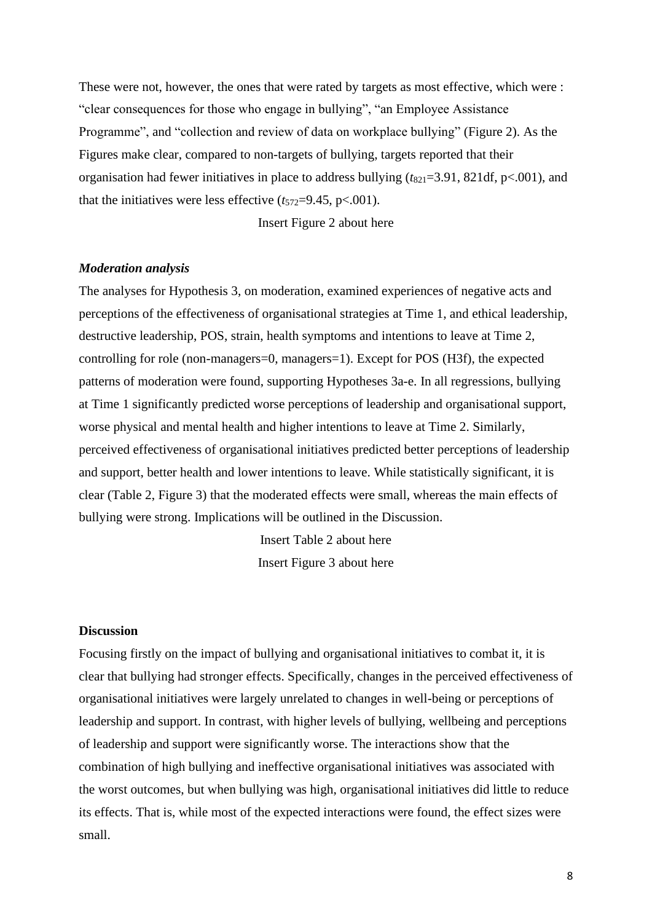These were not, however, the ones that were rated by targets as most effective, which were : "clear consequences for those who engage in bullying", "an Employee Assistance Programme", and "collection and review of data on workplace bullying" (Figure 2). As the Figures make clear, compared to non-targets of bullying, targets reported that their organisation had fewer initiatives in place to address bullying ($t_{821}$=3.91, 821df, p<.001), and that the initiatives were less effective ($t_{572}$=9.45, p<.001).

Insert Figure 2 about here

### *Moderation analysis*

The analyses for Hypothesis 3, on moderation, examined experiences of negative acts and perceptions of the effectiveness of organisational strategies at Time 1, and ethical leadership, destructive leadership, POS, strain, health symptoms and intentions to leave at Time 2, controlling for role (non-managers=0, managers=1). Except for POS (H3f), the expected patterns of moderation were found, supporting Hypotheses 3a-e. In all regressions, bullying at Time 1 significantly predicted worse perceptions of leadership and organisational support, worse physical and mental health and higher intentions to leave at Time 2. Similarly, perceived effectiveness of organisational initiatives predicted better perceptions of leadership and support, better health and lower intentions to leave. While statistically significant, it is clear (Table 2, Figure 3) that the moderated effects were small, whereas the main effects of bullying were strong. Implications will be outlined in the Discussion.

Insert Table 2 about here

Insert Figure 3 about here

## **Discussion**

Focusing firstly on the impact of bullying and organisational initiatives to combat it, it is clear that bullying had stronger effects. Specifically, changes in the perceived effectiveness of organisational initiatives were largely unrelated to changes in well-being or perceptions of leadership and support. In contrast, with higher levels of bullying, wellbeing and perceptions of leadership and support were significantly worse. The interactions show that the combination of high bullying and ineffective organisational initiatives was associated with the worst outcomes, but when bullying was high, organisational initiatives did little to reduce its effects. That is, while most of the expected interactions were found, the effect sizes were small.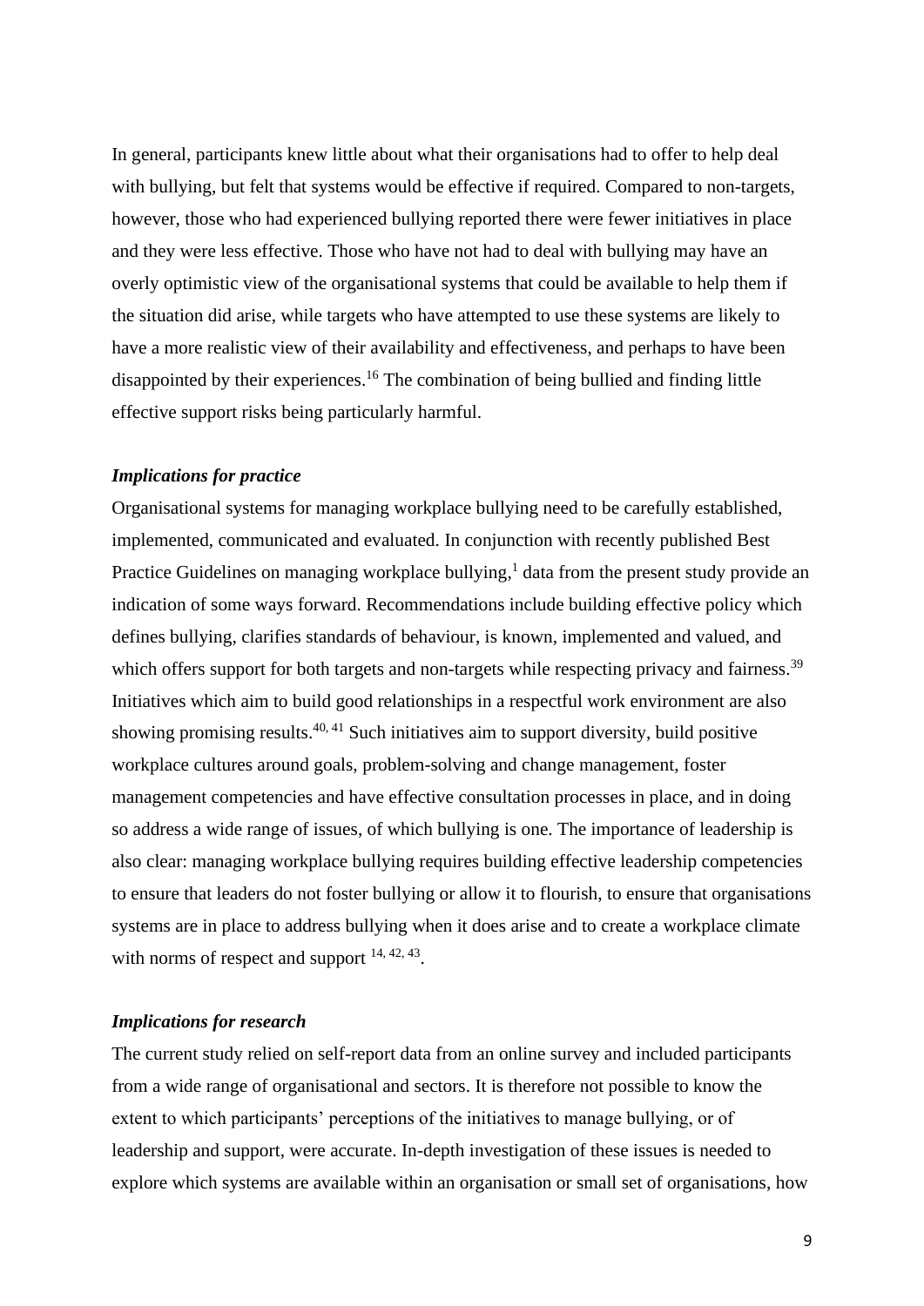In general, participants knew little about what their organisations had to offer to help deal with bullying, but felt that systems would be effective if required. Compared to non-targets, however, those who had experienced bullying reported there were fewer initiatives in place and they were less effective. Those who have not had to deal with bullying may have an overly optimistic view of the organisational systems that could be available to help them if the situation did arise, while targets who have attempted to use these systems are likely to have a more realistic view of their availability and effectiveness, and perhaps to have been disappointed by their experiences.[16] The combination of being bullied and finding little effective support risks being particularly harmful.

### *Implications for practice*

Organisational systems for managing workplace bullying need to be carefully established, implemented, communicated and evaluated. In conjunction with recently published Best Practice Guidelines on managing workplace bullying,[1] data from the present study provide an indication of some ways forward. Recommendations include building effective policy which defines bullying, clarifies standards of behaviour, is known, implemented and valued, and which offers support for both targets and non-targets while respecting privacy and fairness.[39] Initiatives which aim to build good relationships in a respectful work environment are also showing promising results.[40, 41] Such initiatives aim to support diversity, build positive workplace cultures around goals, problem-solving and change management, foster management competencies and have effective consultation processes in place, and in doing so address a wide range of issues, of which bullying is one. The importance of leadership is also clear: managing workplace bullying requires building effective leadership competencies to ensure that leaders do not foster bullying or allow it to flourish, to ensure that organisations systems are in place to address bullying when it does arise and to create a workplace climate with norms of respect and support [14, 42, 43].

### *Implications for research*

The current study relied on self-report data from an online survey and included participants from a wide range of organisational and sectors. It is therefore not possible to know the extent to which participants' perceptions of the initiatives to manage bullying, or of leadership and support, were accurate. In-depth investigation of these issues is needed to explore which systems are available within an organisation or small set of organisations, how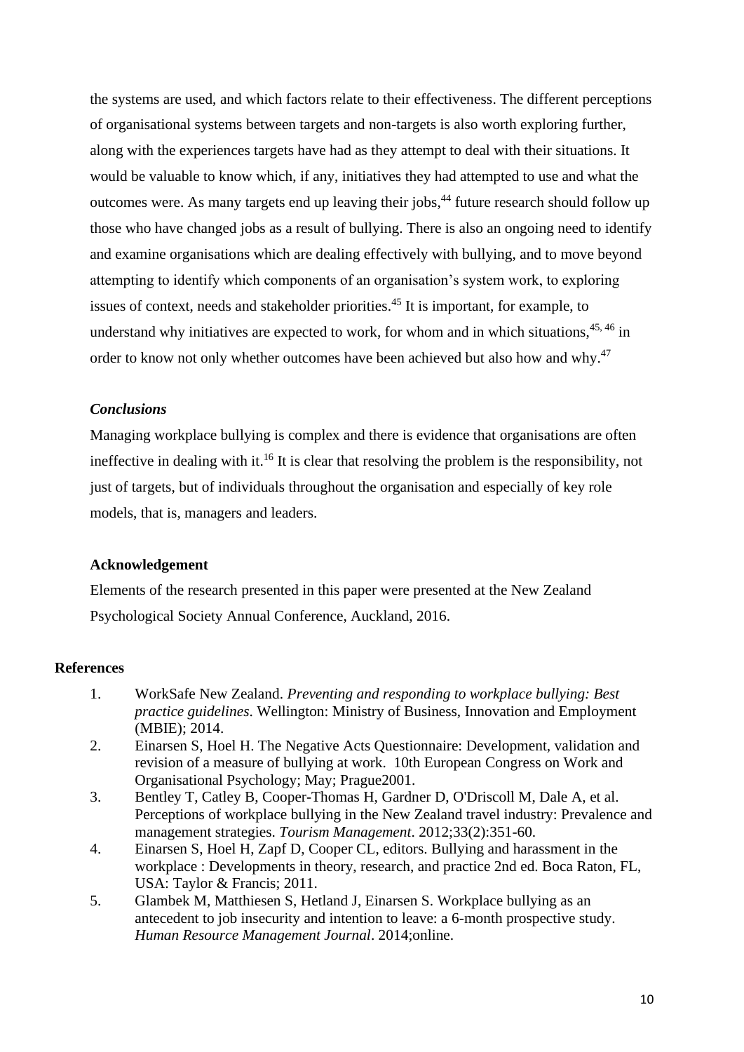the systems are used, and which factors relate to their effectiveness. The different perceptions of organisational systems between targets and non-targets is also worth exploring further, along with the experiences targets have had as they attempt to deal with their situations. It would be valuable to know which, if any, initiatives they had attempted to use and what the outcomes were. As many targets end up leaving their jobs,[44] future research should follow up those who have changed jobs as a result of bullying. There is also an ongoing need to identify and examine organisations which are dealing effectively with bullying, and to move beyond attempting to identify which components of an organisation's system work, to exploring issues of context, needs and stakeholder priorities.[45] It is important, for example, to understand why initiatives are expected to work, for whom and in which situations,[45, 46] in order to know not only whether outcomes have been achieved but also how and why.[47]

### *Conclusions*

Managing workplace bullying is complex and there is evidence that organisations are often ineffective in dealing with it.[16] It is clear that resolving the problem is the responsibility, not just of targets, but of individuals throughout the organisation and especially of key role models, that is, managers and leaders.

### Acknowledgement

Elements of the research presented in this paper were presented at the New Zealand Psychological Society Annual Conference, Auckland, 2016.

## References

1. WorkSafe New Zealand. *Preventing and responding to workplace bullying: Best practice guidelines*. Wellington: Ministry of Business, Innovation and Employment (MBIE); 2014.
2. Einarsen S, Hoel H. The Negative Acts Questionnaire: Development, validation and revision of a measure of bullying at work. 10th European Congress on Work and Organisational Psychology; May; Prague2001.
3. Bentley T, Catley B, Cooper-Thomas H, Gardner D, O'Driscoll M, Dale A, et al. Perceptions of workplace bullying in the New Zealand travel industry: Prevalence and management strategies. *Tourism Management*. 2012;33(2):351-60.
4. Einarsen S, Hoel H, Zapf D, Cooper CL, editors. Bullying and harassment in the workplace : Developments in theory, research, and practice 2nd ed. Boca Raton, FL, USA: Taylor & Francis; 2011.
5. Glambek M, Matthiesen S, Hetland J, Einarsen S. Workplace bullying as an antecedent to job insecurity and intention to leave: a 6-month prospective study. *Human Resource Management Journal*. 2014;online.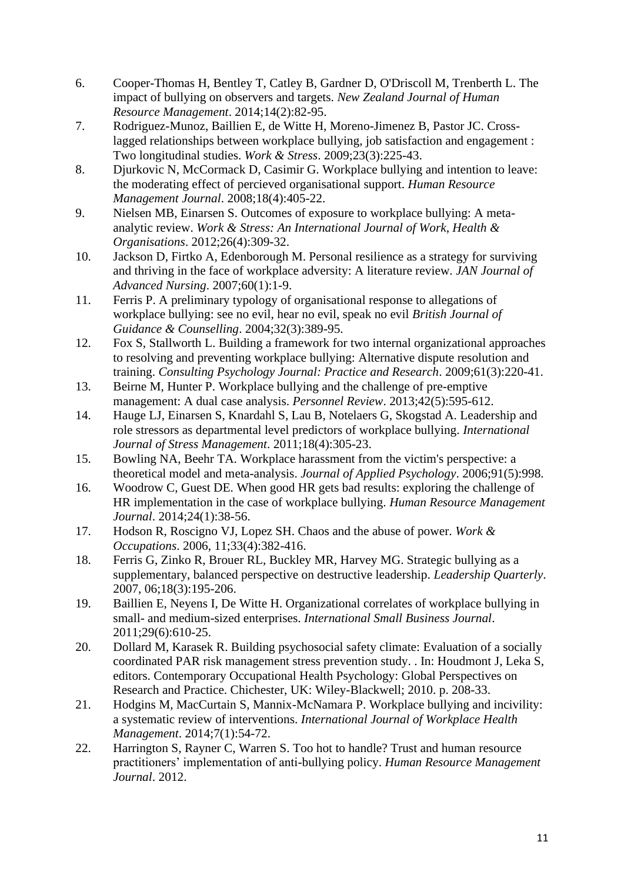6. Cooper-Thomas H, Bentley T, Catley B, Gardner D, O'Driscoll M, Trenberth L. The impact of bullying on observers and targets. *New Zealand Journal of Human Resource Management*. 2014;14(2):82-95.
7. Rodriguez-Munoz, Baillien E, de Witte H, Moreno-Jimenez B, Pastor JC. Cross-lagged relationships between workplace bullying, job satisfaction and engagement : Two longitudinal studies. *Work & Stress*. 2009;23(3):225-43.
8. Djurkovic N, McCormack D, Casimir G. Workplace bullying and intention to leave: the moderating effect of percieved organisational support. *Human Resource Management Journal*. 2008;18(4):405-22.
9. Nielsen MB, Einarsen S. Outcomes of exposure to workplace bullying: A meta-analytic review. *Work & Stress: An International Journal of Work, Health & Organisations*. 2012;26(4):309-32.
10. Jackson D, Firtko A, Edenborough M. Personal resilience as a strategy for surviving and thriving in the face of workplace adversity: A literature review. *JAN Journal of Advanced Nursing*. 2007;60(1):1-9.
11. Ferris P. A preliminary typology of organisational response to allegations of workplace bullying: see no evil, hear no evil, speak no evil *British Journal of Guidance & Counselling*. 2004;32(3):389-95.
12. Fox S, Stallworth L. Building a framework for two internal organizational approaches to resolving and preventing workplace bullying: Alternative dispute resolution and training. *Consulting Psychology Journal: Practice and Research*. 2009;61(3):220-41.
13. Beirne M, Hunter P. Workplace bullying and the challenge of pre-emptive management: A dual case analysis. *Personnel Review*. 2013;42(5):595-612.
14. Hauge LJ, Einarsen S, Knardahl S, Lau B, Notelaers G, Skogstad A. Leadership and role stressors as departmental level predictors of workplace bullying. *International Journal of Stress Management*. 2011;18(4):305-23.
15. Bowling NA, Beehr TA. Workplace harassment from the victim's perspective: a theoretical model and meta-analysis. *Journal of Applied Psychology*. 2006;91(5):998.
16. Woodrow C, Guest DE. When good HR gets bad results: exploring the challenge of HR implementation in the case of workplace bullying. *Human Resource Management Journal*. 2014;24(1):38-56.
17. Hodson R, Roscigno VJ, Lopez SH. Chaos and the abuse of power. *Work & Occupations*. 2006, 11;33(4):382-416.
18. Ferris G, Zinko R, Brouer RL, Buckley MR, Harvey MG. Strategic bullying as a supplementary, balanced perspective on destructive leadership. *Leadership Quarterly*. 2007, 06;18(3):195-206.
19. Baillien E, Neyens I, De Witte H. Organizational correlates of workplace bullying in small- and medium-sized enterprises. *International Small Business Journal*. 2011;29(6):610-25.
20. Dollard M, Karasek R. Building psychosocial safety climate: Evaluation of a socially coordinated PAR risk management stress prevention study. . In: Houdmont J, Leka S, editors. Contemporary Occupational Health Psychology: Global Perspectives on Research and Practice. Chichester, UK: Wiley-Blackwell; 2010. p. 208-33.
21. Hodgins M, MacCurtain S, Mannix-McNamara P. Workplace bullying and incivility: a systematic review of interventions. *International Journal of Workplace Health Management*. 2014;7(1):54-72.
22. Harrington S, Rayner C, Warren S. Too hot to handle? Trust and human resource practitioners' implementation of anti-bullying policy. *Human Resource Management Journal*. 2012.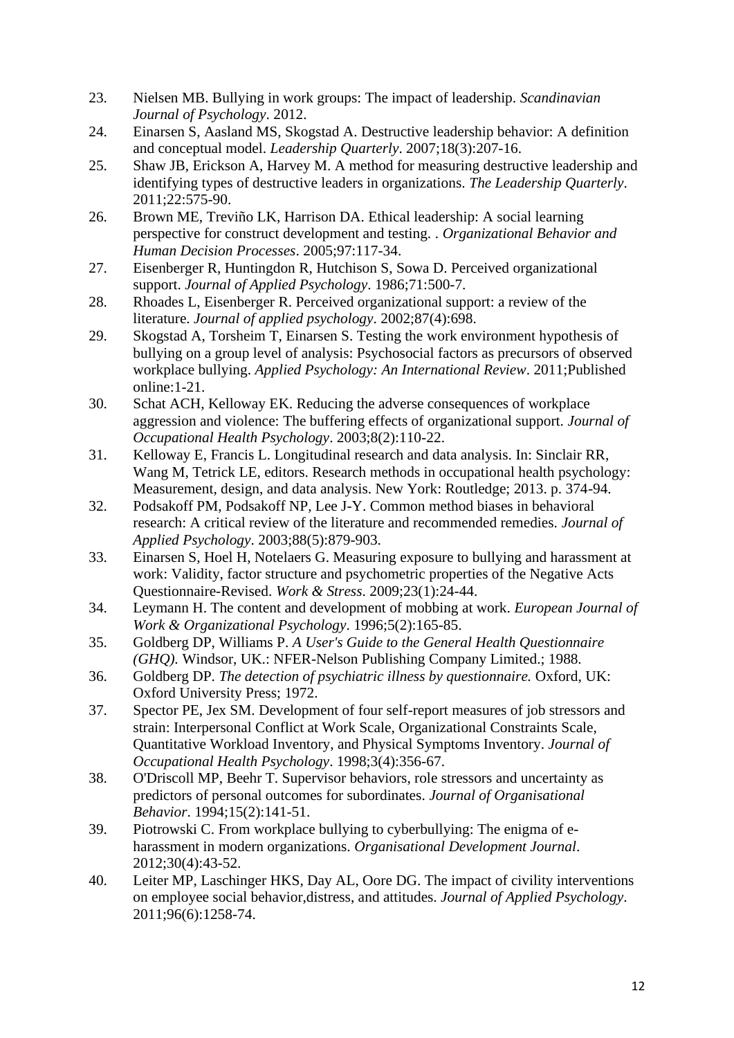23. Nielsen MB. Bullying in work groups: The impact of leadership. *Scandinavian Journal of Psychology*. 2012.
24. Einarsen S, Aasland MS, Skogstad A. Destructive leadership behavior: A definition and conceptual model. *Leadership Quarterly*. 2007;18(3):207-16.
25. Shaw JB, Erickson A, Harvey M. A method for measuring destructive leadership and identifying types of destructive leaders in organizations. *The Leadership Quarterly*. 2011;22:575-90.
26. Brown ME, Treviño LK, Harrison DA. Ethical leadership: A social learning perspective for construct development and testing. . *Organizational Behavior and Human Decision Processes*. 2005;97:117-34.
27. Eisenberger R, Huntingdon R, Hutchison S, Sowa D. Perceived organizational support. *Journal of Applied Psychology*. 1986;71:500-7.
28. Rhoades L, Eisenberger R. Perceived organizational support: a review of the literature. *Journal of applied psychology*. 2002;87(4):698.
29. Skogstad A, Torsheim T, Einarsen S. Testing the work environment hypothesis of bullying on a group level of analysis: Psychosocial factors as precursors of observed workplace bullying. *Applied Psychology: An International Review*. 2011;Published online:1-21.
30. Schat ACH, Kelloway EK. Reducing the adverse consequences of workplace aggression and violence: The buffering effects of organizational support. *Journal of Occupational Health Psychology*. 2003;8(2):110-22.
31. Kelloway E, Francis L. Longitudinal research and data analysis. In: Sinclair RR, Wang M, Tetrick LE, editors. Research methods in occupational health psychology: Measurement, design, and data analysis. New York: Routledge; 2013. p. 374-94.
32. Podsakoff PM, Podsakoff NP, Lee J-Y. Common method biases in behavioral research: A critical review of the literature and recommended remedies. *Journal of Applied Psychology*. 2003;88(5):879-903.
33. Einarsen S, Hoel H, Notelaers G. Measuring exposure to bullying and harassment at work: Validity, factor structure and psychometric properties of the Negative Acts Questionnaire-Revised. *Work & Stress*. 2009;23(1):24-44.
34. Leymann H. The content and development of mobbing at work. *European Journal of Work & Organizational Psychology*. 1996;5(2):165-85.
35. Goldberg DP, Williams P. *A User's Guide to the General Health Questionnaire (GHQ).* Windsor, UK.: NFER-Nelson Publishing Company Limited.; 1988.
36. Goldberg DP. *The detection of psychiatric illness by questionnaire.* Oxford, UK: Oxford University Press; 1972.
37. Spector PE, Jex SM. Development of four self-report measures of job stressors and strain: Interpersonal Conflict at Work Scale, Organizational Constraints Scale, Quantitative Workload Inventory, and Physical Symptoms Inventory. *Journal of Occupational Health Psychology*. 1998;3(4):356-67.
38. O'Driscoll MP, Beehr T. Supervisor behaviors, role stressors and uncertainty as predictors of personal outcomes for subordinates. *Journal of Organisational Behavior*. 1994;15(2):141-51.
39. Piotrowski C. From workplace bullying to cyberbullying: The enigma of e-harassment in modern organizations. *Organisational Development Journal*. 2012;30(4):43-52.
40. Leiter MP, Laschinger HKS, Day AL, Oore DG. The impact of civility interventions on employee social behavior,distress, and attitudes. *Journal of Applied Psychology*. 2011;96(6):1258-74.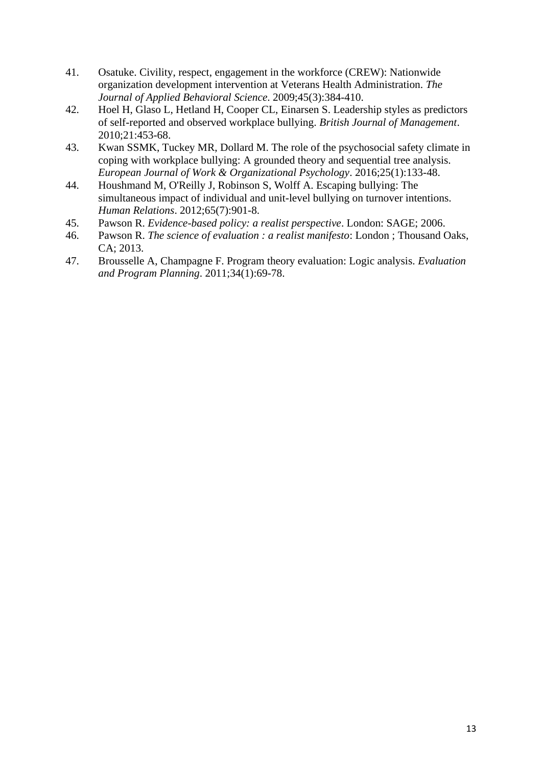41. Osatuke. Civility, respect, engagement in the workforce (CREW): Nationwide organization development intervention at Veterans Health Administration. *The Journal of Applied Behavioral Science*. 2009;45(3):384-410.
42. Hoel H, Glaso L, Hetland H, Cooper CL, Einarsen S. Leadership styles as predictors of self-reported and observed workplace bullying. *British Journal of Management*. 2010;21:453-68.
43. Kwan SSMK, Tuckey MR, Dollard M. The role of the psychosocial safety climate in coping with workplace bullying: A grounded theory and sequential tree analysis. *European Journal of Work & Organizational Psychology*. 2016;25(1):133-48.
44. Houshmand M, O'Reilly J, Robinson S, Wolff A. Escaping bullying: The simultaneous impact of individual and unit-level bullying on turnover intentions. *Human Relations*. 2012;65(7):901-8.
45. Pawson R. *Evidence-based policy: a realist perspective*. London: SAGE; 2006.
46. Pawson R. *The science of evaluation : a realist manifesto*: London ; Thousand Oaks, CA; 2013.
47. Brousselle A, Champagne F. Program theory evaluation: Logic analysis. *Evaluation and Program Planning*. 2011;34(1):69-78.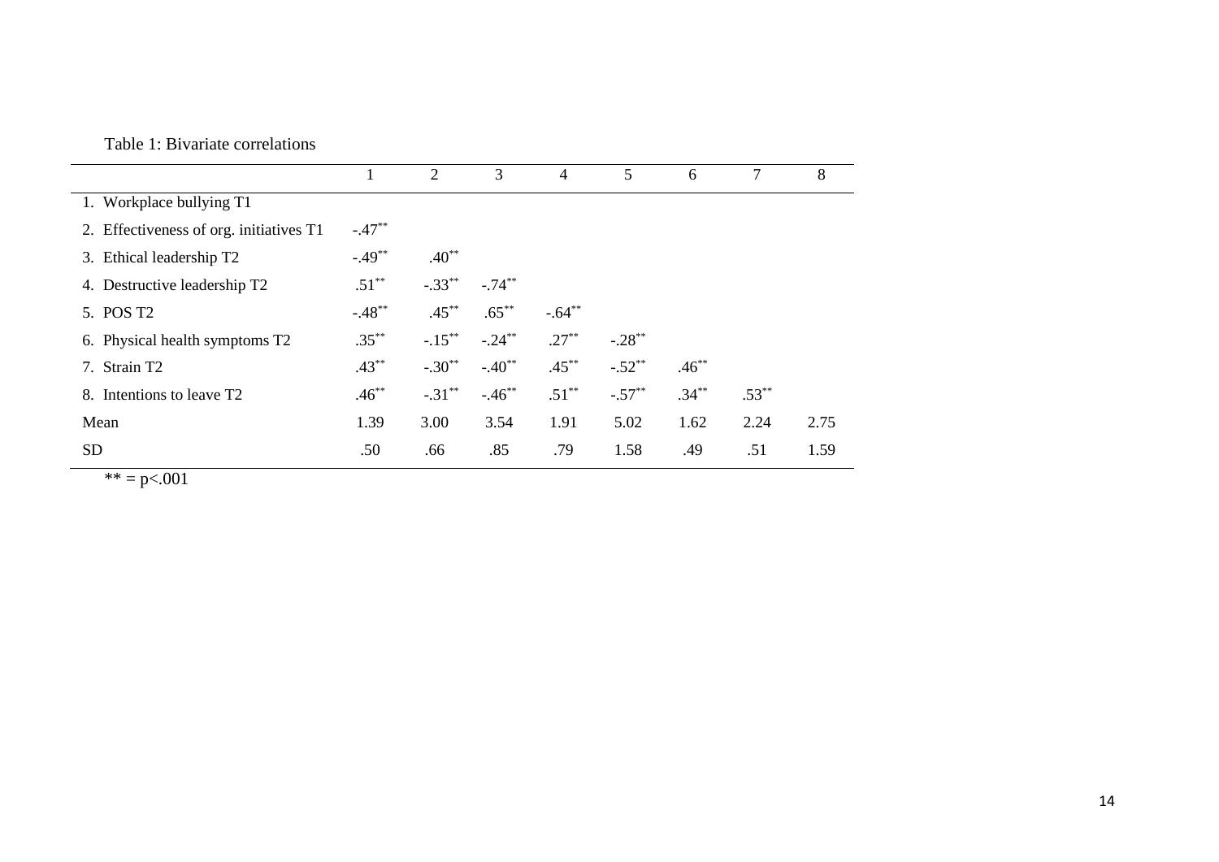Table 1: Bivariate correlations

| | 1 | 2 | 3 | 4 | 5 | 6 | 7 | 8 |
|---|---|---|---|---|---|---|---|---|
| 1. Workplace bullying T1 | | | | | | | | |
| 2. Effectiveness of org. initiatives T1 | -.47** | | | | | | | |
| 3. Ethical leadership T2 | -.49** | .40** | | | | | | |
| 4. Destructive leadership T2 | .51** | -.33** | -.74** | | | | | |
| 5. POS T2 | -.48** | .45** | .65** | -.64** | | | | |
| 6. Physical health symptoms T2 | .35** | -.15** | -.24** | .27** | -.28** | | | |
| 7. Strain T2 | .43** | -.30** | -.40** | .45** | -.52** | .46** | | |
| 8. Intentions to leave T2 | .46** | -.31** | -.46** | .51** | -.57** | .34** | .53** | |
| Mean | 1.39 | 3.00 | 3.54 | 1.91 | 5.02 | 1.62 | 2.24 | 2.75 |
| SD | .50 | .66 | .85 | .79 | 1.58 | .49 | .51 | 1.59 |

** = $p<.001$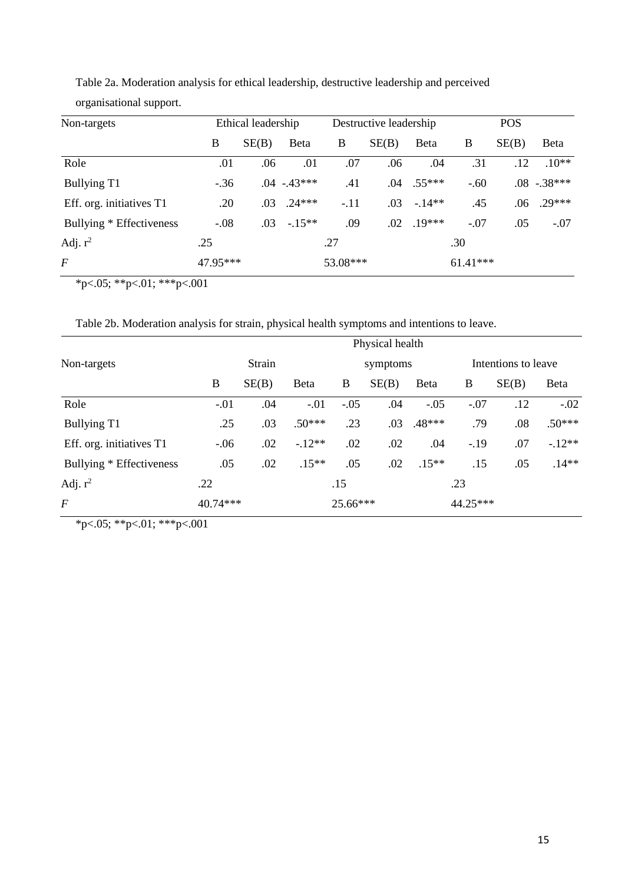Table 2a. Moderation analysis for ethical leadership, destructive leadership and perceived organisational support.

| Non-targets | Ethical leadership | | | Destructive leadership | | | POS | | |
|---|---|---|---|---|---|---|---|---|---|
| | B | SE(B) | Beta | B | SE(B) | Beta | B | SE(B) | Beta |
| Role | .01 | .06 | .01 | .07 | .06 | .04 | .31 | .12 | .10** |
| Bullying T1 | -.36 | .04 | -.43*** | .41 | .04 | .55*** | -.60 | .08 | -.38*** |
| Eff. org. initiatives T1 | .20 | .03 | .24*** | -.11 | .03 | -.14** | .45 | .06 | .29*** |
| Bullying * Effectiveness | -.08 | .03 | -.15** | .09 | .02 | .19*** | -.07 | .05 | -.07 |
| Adj. $r^2$ | .25 | | | .27 | | | .30 | | |
| $F$ | 47.95*** | | | 53.08*** | | | 61.41*** | | |

*p<.05; **p<.01; ***p<.001

Table 2b. Moderation analysis for strain, physical health symptoms and intentions to leave.

| Non-targets | Strain | | | Physical health symptoms | | | Intentions to leave | | |
|---|---|---|---|---|---|---|---|---|---|
| | B | SE(B) | Beta | B | SE(B) | Beta | B | SE(B) | Beta |
| Role | -.01 | .04 | -.01 | -.05 | .04 | -.05 | -.07 | .12 | -.02 |
| Bullying T1 | .25 | .03 | .50*** | .23 | .03 | .48*** | .79 | .08 | .50*** |
| Eff. org. initiatives T1 | -.06 | .02 | -.12** | .02 | .02 | .04 | -.19 | .07 | -.12** |
| Bullying * Effectiveness | .05 | .02 | .15** | .05 | .02 | .15** | .15 | .05 | .14** |
| Adj. $r^2$ | .22 | | | .15 | | | .23 | | |
| $F$ | 40.74*** | | | 25.66*** | | | 44.25*** | | |

*p<.05; **p<.01; ***p<.001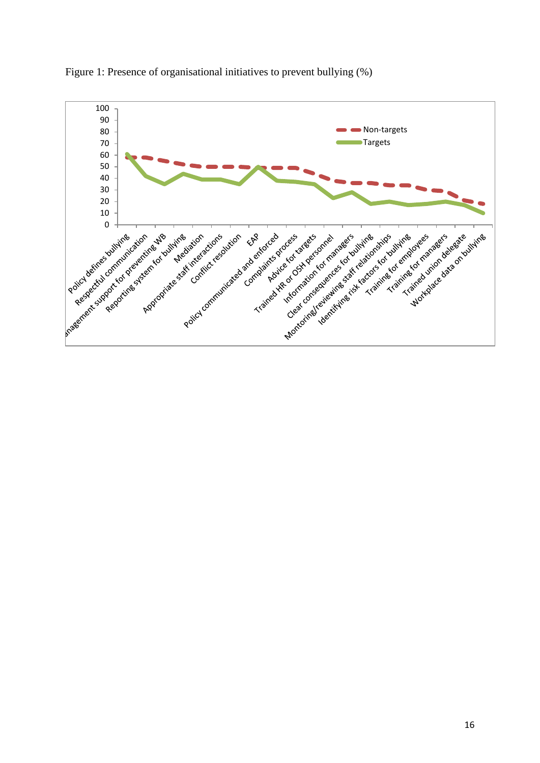Figure 1: Presence of organisational initiatives to prevent bullying (%)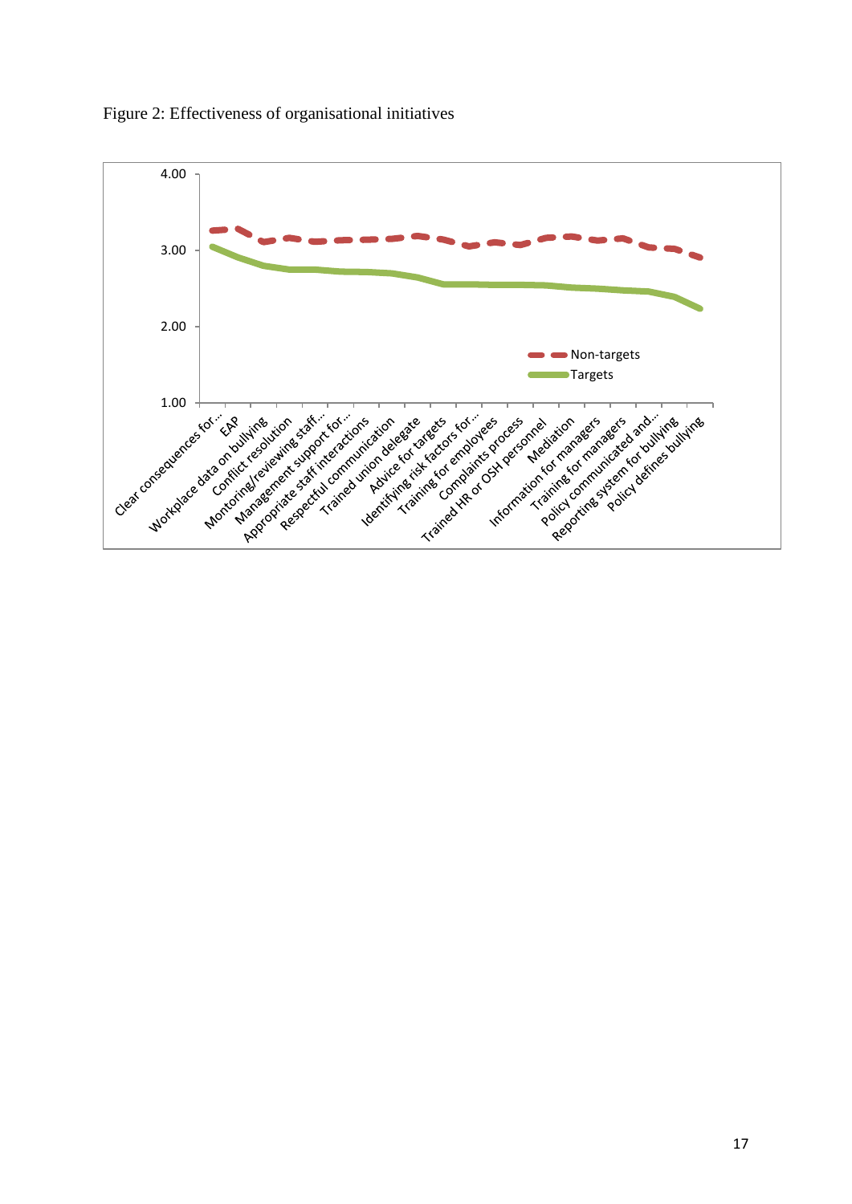Figure 2: Effectiveness of organisational initiatives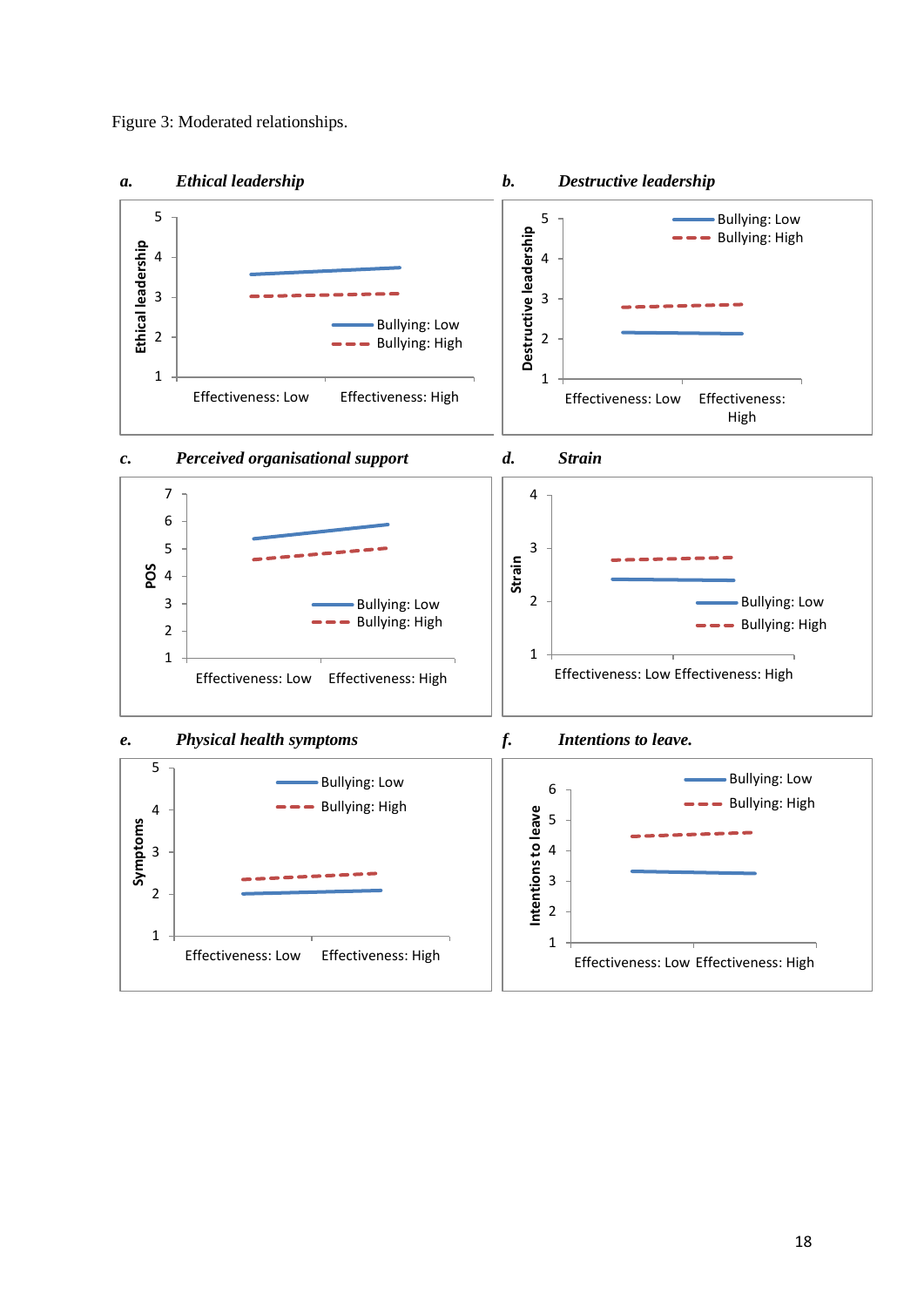Figure 3: Moderated relationships.

***a. Ethical leadership***

Ethical leadership
5
4
3
2
1
Effectiveness: Low
Effectiveness: High
Bullying: Low
Bullying: High

***b. Destructive leadership***

Destructive leadership
5
4
3
2
1
Effectiveness: Low
Effectiveness: High
Bullying: Low
Bullying: High

***c. Perceived organisational support***

POS
7
6
5
4
3
2
1
Effectiveness: Low
Effectiveness: High
Bullying: Low
Bullying: High

***d. Strain***

Strain
4
3
2
1
Effectiveness: Low Effectiveness: High
Bullying: Low
Bullying: High

***e. Physical health symptoms***

Symptoms
5
4
3
2
1
Effectiveness: Low
Effectiveness: High
Bullying: Low
Bullying: High

***f. Intentions to leave.***

Intentions to leave
6
5
4
3
2
1
Effectiveness: Low Effectiveness: High
Bullying: Low
Bullying: High